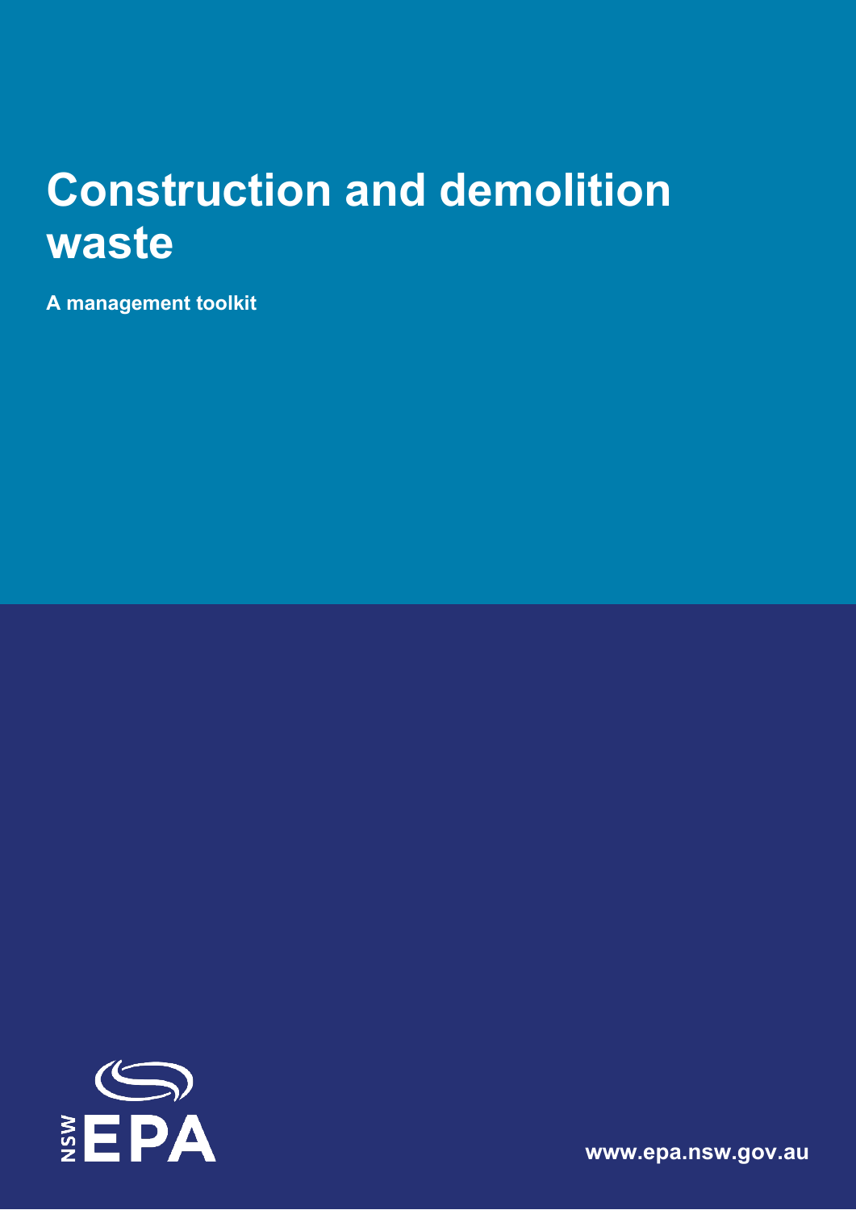# Construction and demolition waste

**A management toolkit**

NSW EPA

www.epa.nsw.gov.au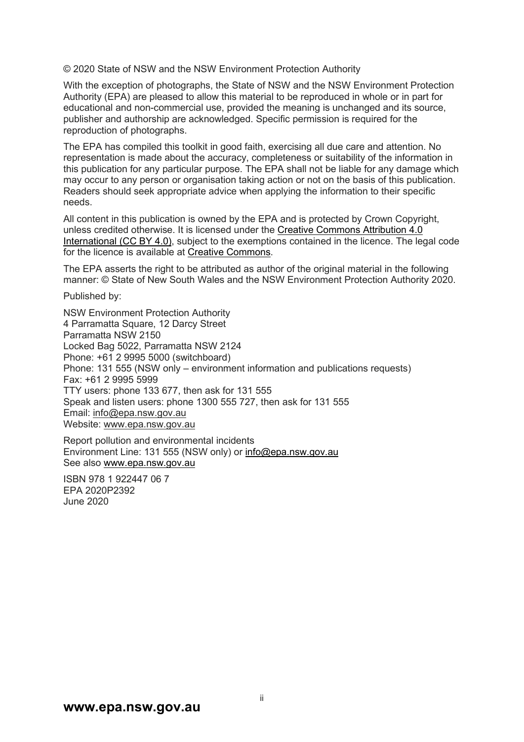© 2020 State of NSW and the NSW Environment Protection Authority

With the exception of photographs, the State of NSW and the NSW Environment Protection Authority (EPA) are pleased to allow this material to be reproduced in whole or in part for educational and non-commercial use, provided the meaning is unchanged and its source, publisher and authorship are acknowledged. Specific permission is required for the reproduction of photographs.

The EPA has compiled this toolkit in good faith, exercising all due care and attention. No representation is made about the accuracy, completeness or suitability of the information in this publication for any particular purpose. The EPA shall not be liable for any damage which may occur to any person or organisation taking action or not on the basis of this publication. Readers should seek appropriate advice when applying the information to their specific needs.

All content in this publication is owned by the EPA and is protected by Crown Copyright, unless credited otherwise. It is licensed under the Creative Commons Attribution 4.0 International (CC BY 4.0), subject to the exemptions contained in the licence. The legal code for the licence is available at Creative Commons.

The EPA asserts the right to be attributed as author of the original material in the following manner: © State of New South Wales and the NSW Environment Protection Authority 2020.

Published by:

NSW Environment Protection Authority
4 Parramatta Square, 12 Darcy Street
Parramatta NSW 2150
Locked Bag 5022, Parramatta NSW 2124
Phone: +61 2 9995 5000 (switchboard)
Phone: 131 555 (NSW only – environment information and publications requests)
Fax: +61 2 9995 5999
TTY users: phone 133 677, then ask for 131 555
Speak and listen users: phone 1300 555 727, then ask for 131 555
Email: info@epa.nsw.gov.au
Website: www.epa.nsw.gov.au

Report pollution and environmental incidents
Environment Line: 131 555 (NSW only) or info@epa.nsw.gov.au
See also www.epa.nsw.gov.au

ISBN 978 1 922447 06 7
EPA 2020P2392
June 2020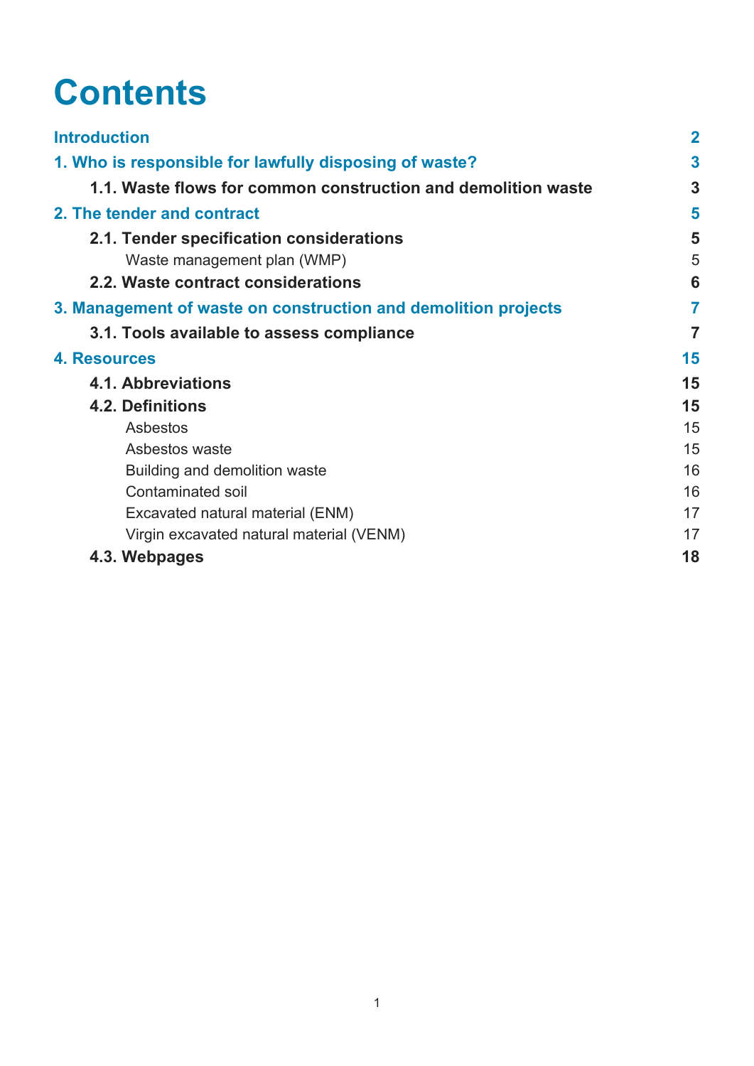# Contents

| | |
|---|---|
| Introduction | 2 |
| 1. Who is responsible for lawfully disposing of waste? | 3 |
| 1.1. Waste flows for common construction and demolition waste | 3 |
| 2. The tender and contract | 5 |
| 2.1. Tender specification considerations | 5 |
| Waste management plan (WMP) | 5 |
| 2.2. Waste contract considerations | 6 |
| 3. Management of waste on construction and demolition projects | 7 |
| 3.1. Tools available to assess compliance | 7 |
| 4. Resources | 15 |
| 4.1. Abbreviations | 15 |
| 4.2. Definitions | 15 |
| Asbestos | 15 |
| Asbestos waste | 15 |
| Building and demolition waste | 16 |
| Contaminated soil | 16 |
| Excavated natural material (ENM) | 17 |
| Virgin excavated natural material (VENM) | 17 |
| 4.3. Webpages | 18 |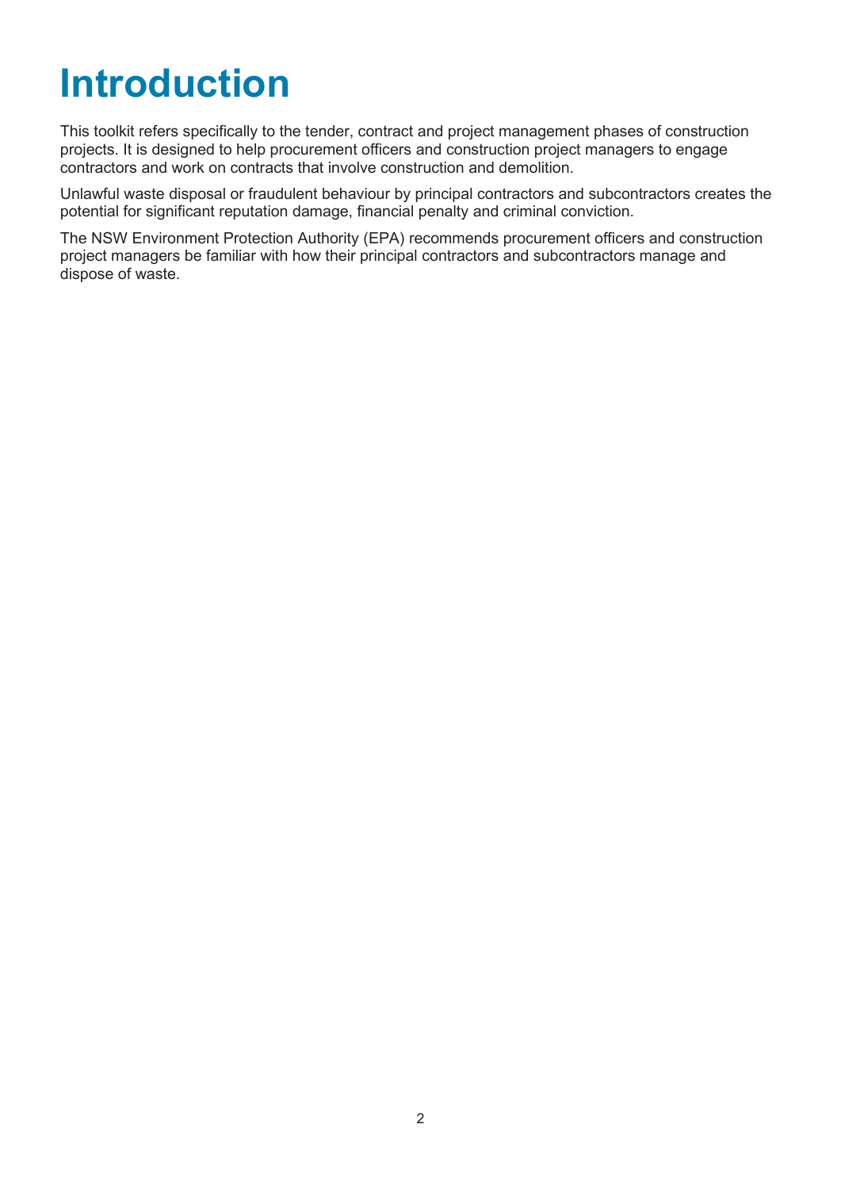# Introduction

This toolkit refers specifically to the tender, contract and project management phases of construction projects. It is designed to help procurement officers and construction project managers to engage contractors and work on contracts that involve construction and demolition.

Unlawful waste disposal or fraudulent behaviour by principal contractors and subcontractors creates the potential for significant reputation damage, financial penalty and criminal conviction.

The NSW Environment Protection Authority (EPA) recommends procurement officers and construction project managers be familiar with how their principal contractors and subcontractors manage and dispose of waste.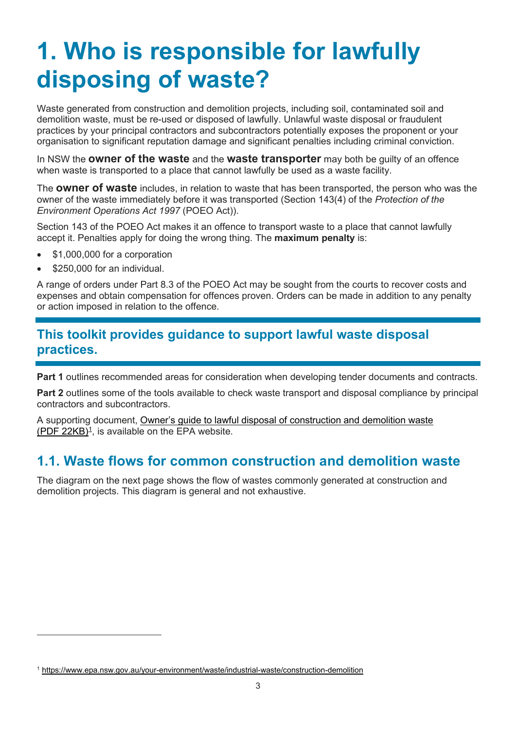# 1. Who is responsible for lawfully disposing of waste?

Waste generated from construction and demolition projects, including soil, contaminated soil and demolition waste, must be re-used or disposed of lawfully. Unlawful waste disposal or fraudulent practices by your principal contractors and subcontractors potentially exposes the proponent or your organisation to significant reputation damage and significant penalties including criminal conviction.

In NSW the **owner of the waste** and the **waste transporter** may both be guilty of an offence when waste is transported to a place that cannot lawfully be used as a waste facility.

The **owner of waste** includes, in relation to waste that has been transported, the person who was the owner of the waste immediately before it was transported (Section 143(4) of the *Protection of the Environment Operations Act 1997* (POEO Act)).

Section 143 of the POEO Act makes it an offence to transport waste to a place that cannot lawfully accept it. Penalties apply for doing the wrong thing. The **maximum penalty** is:

- $1,000,000 for a corporation
- $250,000 for an individual.

A range of orders under Part 8.3 of the POEO Act may be sought from the courts to recover costs and expenses and obtain compensation for offences proven. Orders can be made in addition to any penalty or action imposed in relation to the offence.

## This toolkit provides guidance to support lawful waste disposal practices.

**Part 1** outlines recommended areas for consideration when developing tender documents and contracts.

**Part 2** outlines some of the tools available to check waste transport and disposal compliance by principal contractors and subcontractors.

A supporting document, Owner's guide to lawful disposal of construction and demolition waste (PDF 22KB)[1], is available on the EPA website.

## 1.1. Waste flows for common construction and demolition waste

The diagram on the next page shows the flow of wastes commonly generated at construction and demolition projects. This diagram is general and not exhaustive.

[1] https://www.epa.nsw.gov.au/your-environment/waste/industrial-waste/construction-demolition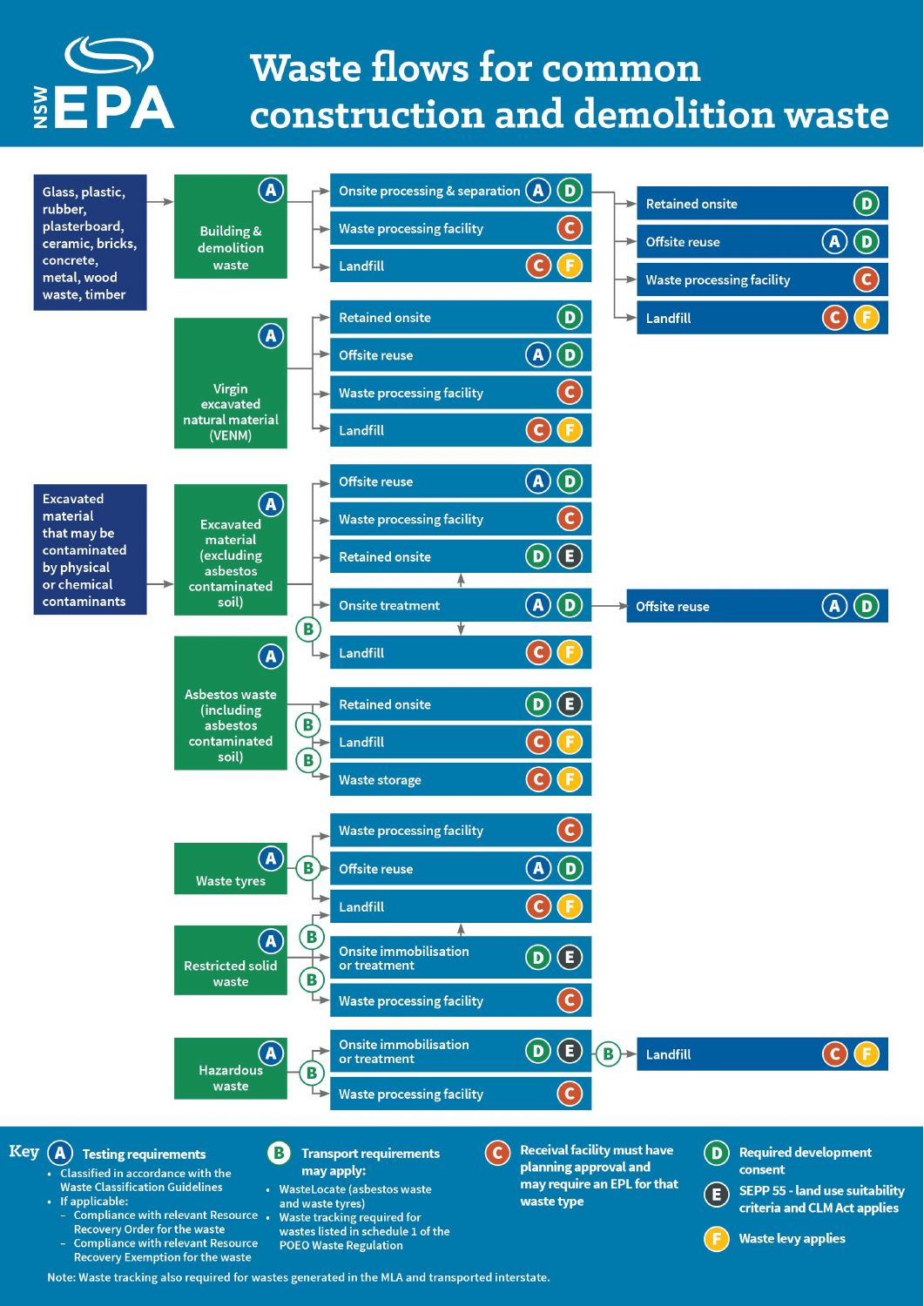# Waste flows for common construction and demolition waste

NSW EPA

**Glass, plastic, rubber, plasterboard, ceramic, bricks, concrete, metal, wood waste, timber** → **Building & demolition waste** (A)

- Onsite processing & separation (A) (D)
  - Retained onsite (D)
  - Offsite reuse (A) (D)
  - Waste processing facility (C)
  - Landfill (C) (F)
- Waste processing facility (C)
- Landfill (C) (F)

**Virgin excavated natural material (VENM)** (A)

- Retained onsite (D)
- Offsite reuse (A) (D)
- Waste processing facility (C)
- Landfill (C) (F)

**Excavated material that may be contaminated by physical or chemical contaminants** → **Excavated material (excluding asbestos contaminated soil)** (A)

- Offsite reuse (A) (D)
- Waste processing facility (C)
- Retained onsite (D) (E)
- Onsite treatment (A) (D)
  - Offsite reuse (A) (D)
  - Retained onsite (D) (E)
  - Landfill (C) (F)
- (B) Landfill (C) (F)

**Asbestos waste (including asbestos contaminated soil)** (A)

- Retained onsite (D) (E)
- (B) Landfill (C) (F)
- (B) Waste storage (C) (F)

**Waste tyres** (A)

- (B) Waste processing facility (C)
- (B) Offsite reuse (A) (D)
- (B) Landfill (C) (F)

**Restricted solid waste** (A)

- (B) Landfill (C) (F)
- Onsite immobilisation or treatment (D) (E)
  - Landfill (C) (F)
- (B) Waste processing facility (C)

**Hazardous waste** (A)

- Onsite immobilisation or treatment (D) (E)
  - (B) Landfill (C) (F)
- (B) Waste processing facility (C)

## Key

**(A) Testing requirements**

- Classified in accordance with the Waste Classification Guidelines
- If applicable:
  - Compliance with relevant Resource Recovery Order for the waste
  - Compliance with relevant Resource Recovery Exemption for the waste

**(B) Transport requirements may apply:**

- WasteLocate (asbestos waste and waste tyres)
- Waste tracking required for wastes listed in schedule 1 of the POEO Waste Regulation

**(C)** Receival facility must have planning approval and may require an EPL for that waste type

**(D)** Required development consent

**(E)** SEPP 55 - land use suitability criteria and CLM Act applies

**(F)** Waste levy applies

Note: Waste tracking also required for wastes generated in the MLA and transported interstate.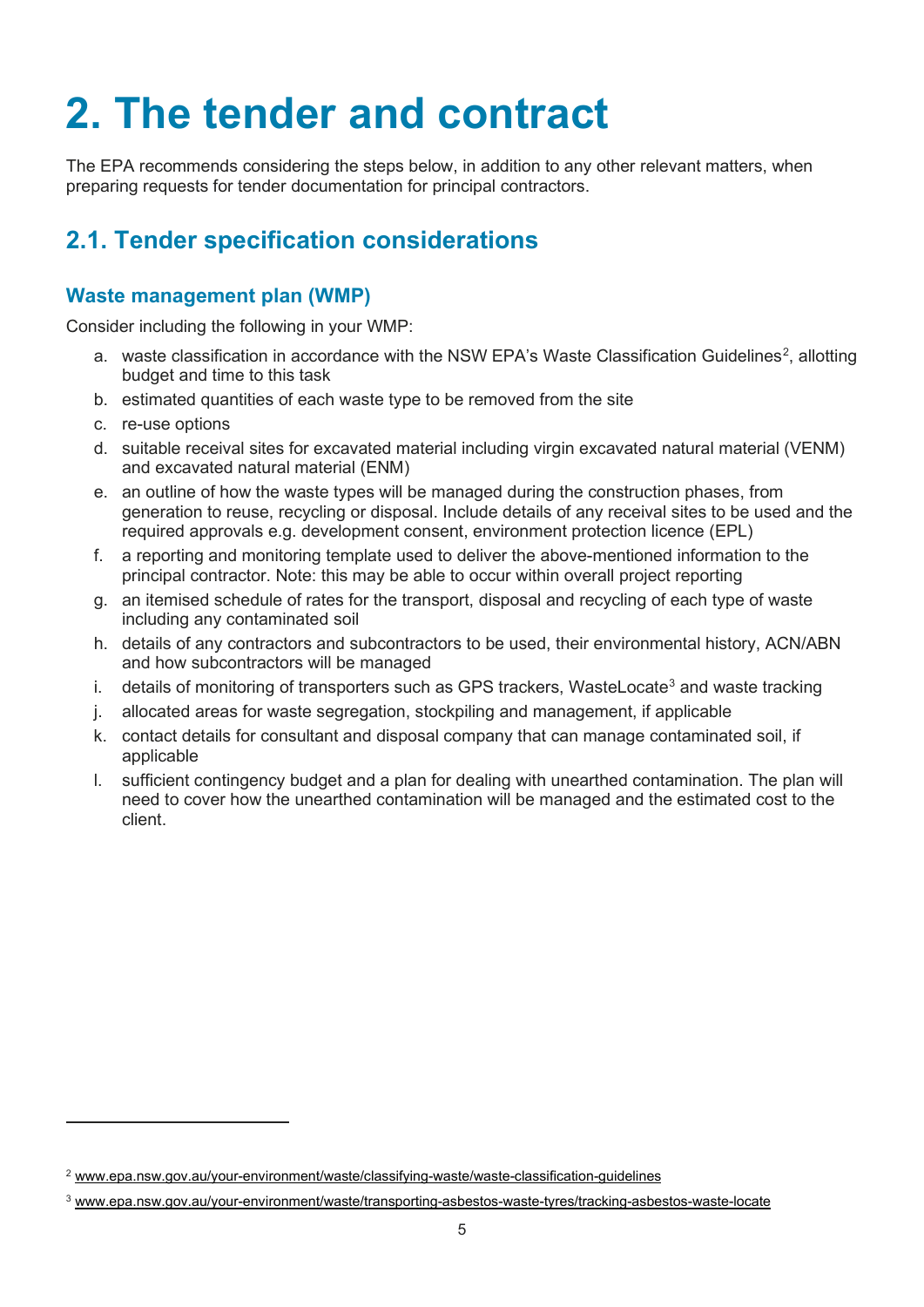# 2. The tender and contract

The EPA recommends considering the steps below, in addition to any other relevant matters, when preparing requests for tender documentation for principal contractors.

## 2.1. Tender specification considerations

### Waste management plan (WMP)

Consider including the following in your WMP:

a. waste classification in accordance with the NSW EPA's Waste Classification Guidelines[2], allotting budget and time to this task
b. estimated quantities of each waste type to be removed from the site
c. re-use options
d. suitable receival sites for excavated material including virgin excavated natural material (VENM) and excavated natural material (ENM)
e. an outline of how the waste types will be managed during the construction phases, from generation to reuse, recycling or disposal. Include details of any receival sites to be used and the required approvals e.g. development consent, environment protection licence (EPL)
f. a reporting and monitoring template used to deliver the above-mentioned information to the principal contractor. Note: this may be able to occur within overall project reporting
g. an itemised schedule of rates for the transport, disposal and recycling of each type of waste including any contaminated soil
h. details of any contractors and subcontractors to be used, their environmental history, ACN/ABN and how subcontractors will be managed
i. details of monitoring of transporters such as GPS trackers, WasteLocate[3] and waste tracking
j. allocated areas for waste segregation, stockpiling and management, if applicable
k. contact details for consultant and disposal company that can manage contaminated soil, if applicable
l. sufficient contingency budget and a plan for dealing with unearthed contamination. The plan will need to cover how the unearthed contamination will be managed and the estimated cost to the client.

---

[2] www.epa.nsw.gov.au/your-environment/waste/classifying-waste/waste-classification-guidelines

[3] www.epa.nsw.gov.au/your-environment/waste/transporting-asbestos-waste-tyres/tracking-asbestos-waste-locate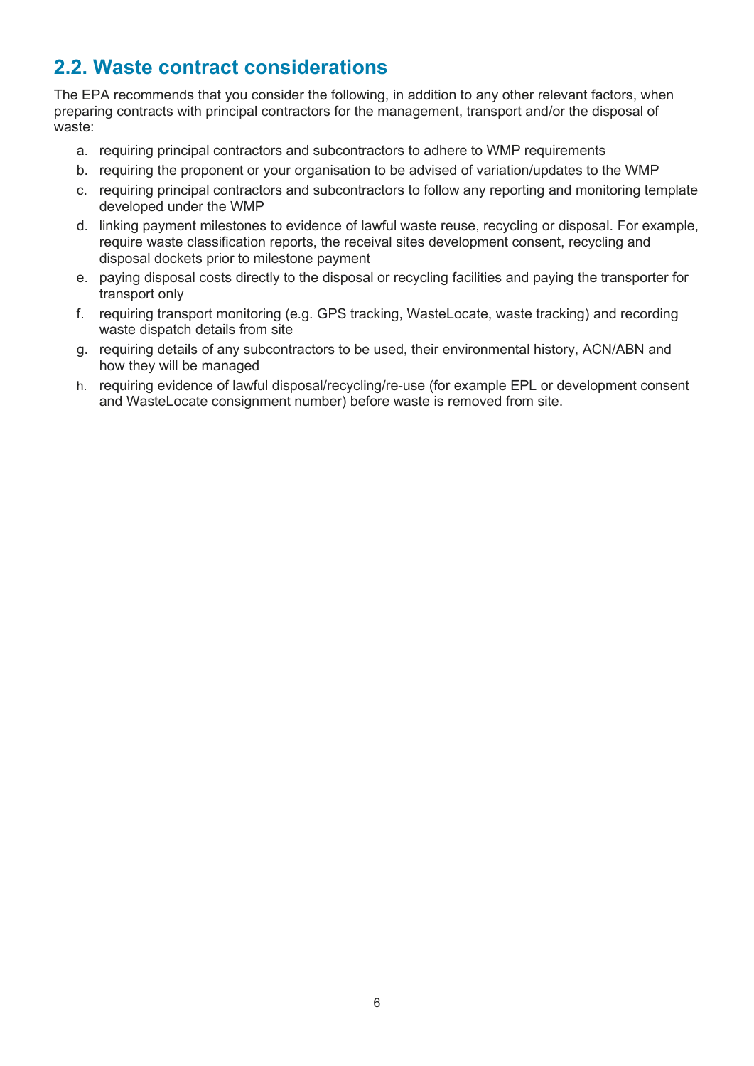## 2.2. Waste contract considerations

The EPA recommends that you consider the following, in addition to any other relevant factors, when preparing contracts with principal contractors for the management, transport and/or the disposal of waste:

a. requiring principal contractors and subcontractors to adhere to WMP requirements
b. requiring the proponent or your organisation to be advised of variation/updates to the WMP
c. requiring principal contractors and subcontractors to follow any reporting and monitoring template developed under the WMP
d. linking payment milestones to evidence of lawful waste reuse, recycling or disposal. For example, require waste classification reports, the receival sites development consent, recycling and disposal dockets prior to milestone payment
e. paying disposal costs directly to the disposal or recycling facilities and paying the transporter for transport only
f. requiring transport monitoring (e.g. GPS tracking, WasteLocate, waste tracking) and recording waste dispatch details from site
g. requiring details of any subcontractors to be used, their environmental history, ACN/ABN and how they will be managed
h. requiring evidence of lawful disposal/recycling/re-use (for example EPL or development consent and WasteLocate consignment number) before waste is removed from site.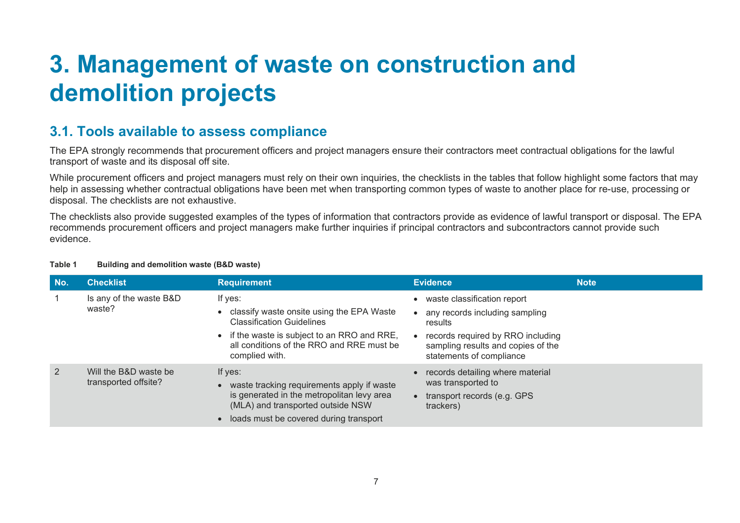# 3. Management of waste on construction and demolition projects

## 3.1. Tools available to assess compliance

The EPA strongly recommends that procurement officers and project managers ensure their contractors meet contractual obligations for the lawful transport of waste and its disposal off site.

While procurement officers and project managers must rely on their own inquiries, the checklists in the tables that follow highlight some factors that may help in assessing whether contractual obligations have been met when transporting common types of waste to another place for re-use, processing or disposal. The checklists are not exhaustive.

The checklists also provide suggested examples of the types of information that contractors provide as evidence of lawful transport or disposal. The EPA recommends procurement officers and project managers make further inquiries if principal contractors and subcontractors cannot provide such evidence.

**Table 1 Building and demolition waste (B&D waste)**

| No. | Checklist | Requirement | Evidence | Note |
|---|---|---|---|---|
| 1 | Is any of the waste B&D waste? | If yes:<br>• classify waste onsite using the EPA Waste Classification Guidelines<br>• if the waste is subject to an RRO and RRE, all conditions of the RRO and RRE must be complied with. | • waste classification report<br>• any records including sampling results<br>• records required by RRO including sampling results and copies of the statements of compliance | |
| 2 | Will the B&D waste be transported offsite? | If yes:<br>• waste tracking requirements apply if waste is generated in the metropolitan levy area (MLA) and transported outside NSW<br>• loads must be covered during transport | • records detailing where material was transported to<br>• transport records (e.g. GPS trackers) | |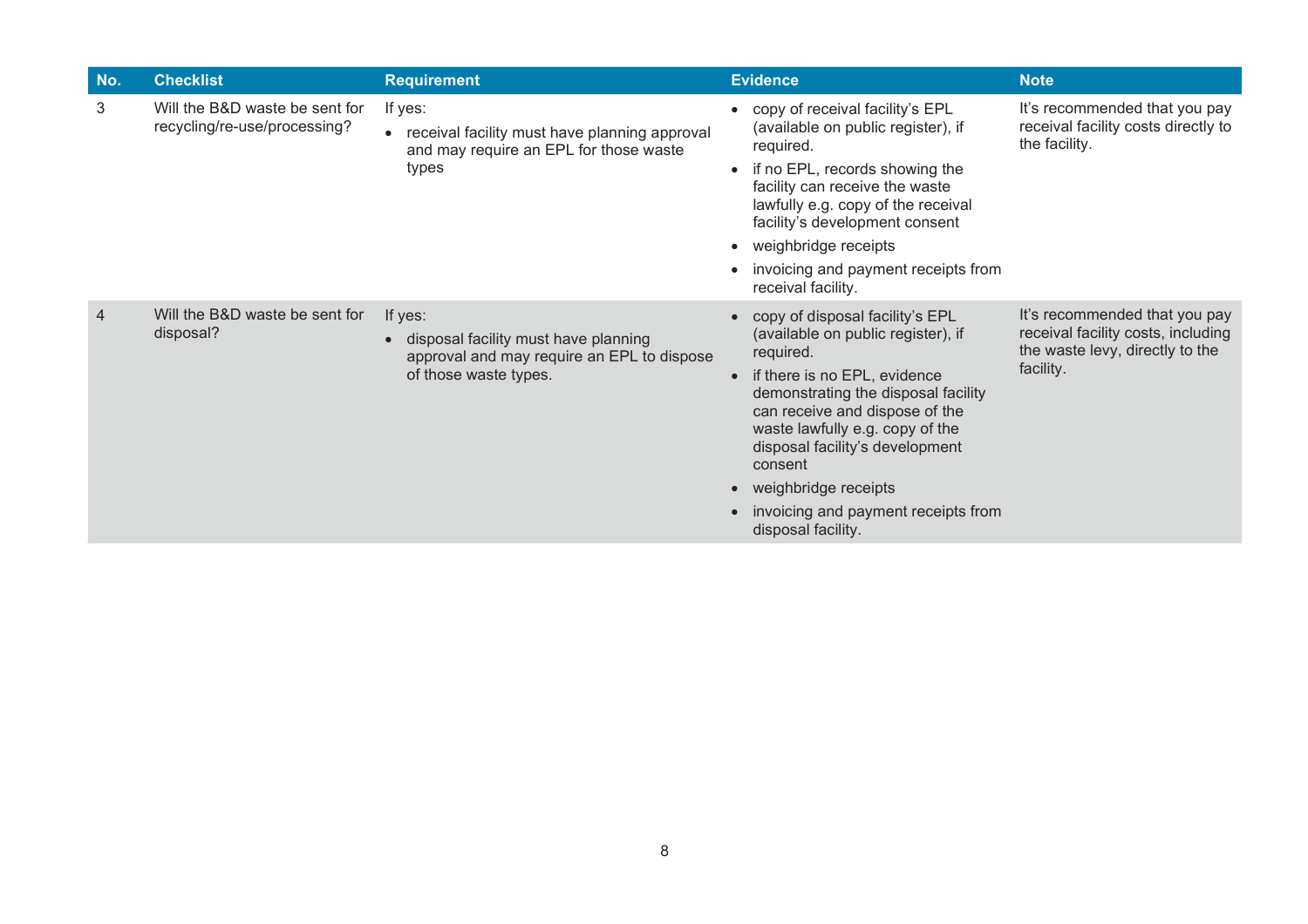| No. | Checklist | Requirement | Evidence | Note |
|---|---|---|---|---|
| 3 | Will the B&D waste be sent for recycling/re-use/processing? | If yes:<br>• receival facility must have planning approval and may require an EPL for those waste types | • copy of receival facility's EPL (available on public register), if required.<br>• if no EPL, records showing the facility can receive the waste lawfully e.g. copy of the receival facility's development consent<br>• weighbridge receipts<br>• invoicing and payment receipts from receival facility. | It's recommended that you pay receival facility costs directly to the facility. |
| 4 | Will the B&D waste be sent for disposal? | If yes:<br>• disposal facility must have planning approval and may require an EPL to dispose of those waste types. | • copy of disposal facility's EPL (available on public register), if required.<br>• if there is no EPL, evidence demonstrating the disposal facility can receive and dispose of the waste lawfully e.g. copy of the disposal facility's development consent<br>• weighbridge receipts<br>• invoicing and payment receipts from disposal facility. | It's recommended that you pay receival facility costs, including the waste levy, directly to the facility. |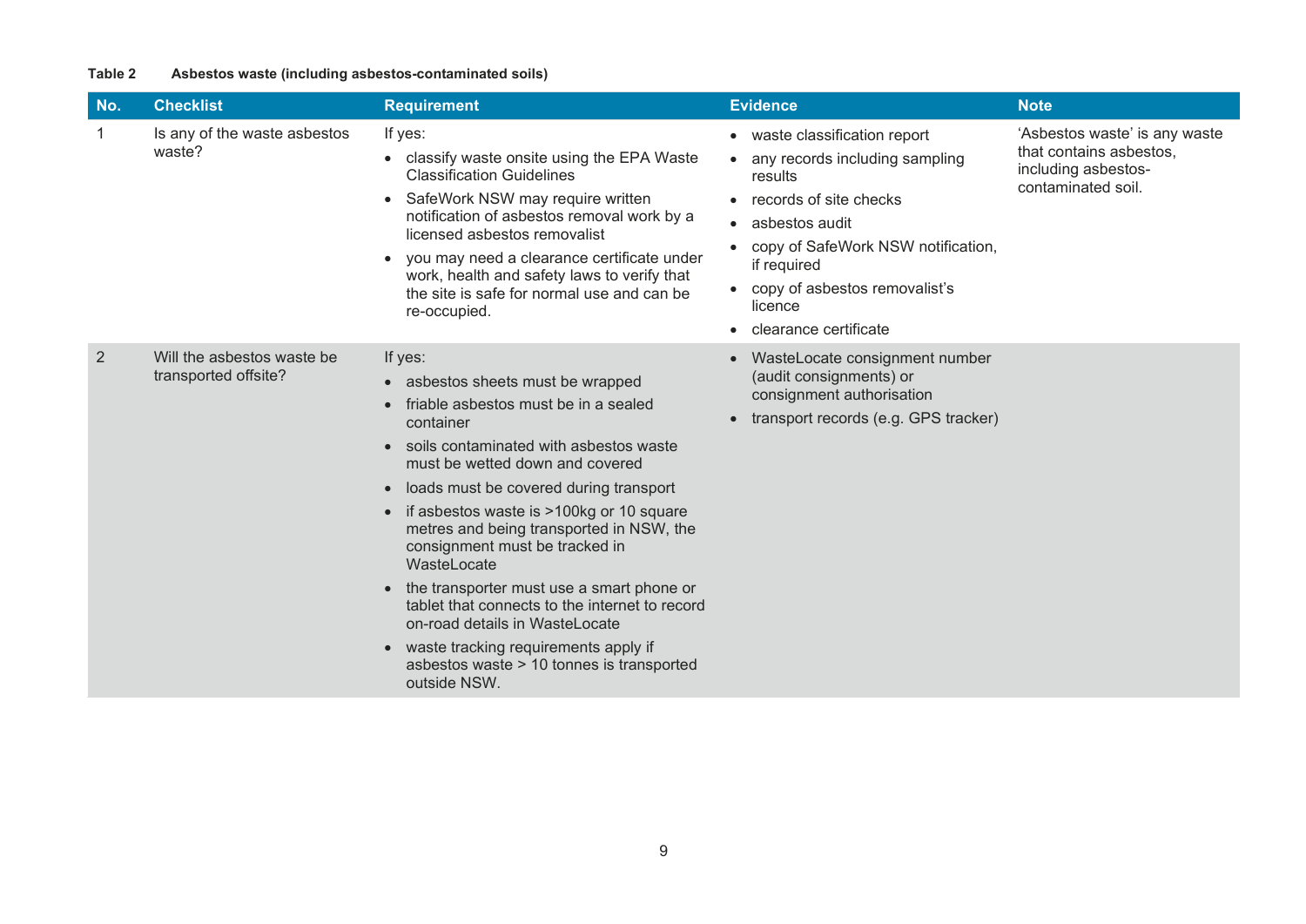**Table 2 Asbestos waste (including asbestos-contaminated soils)**

| No. | Checklist | Requirement | Evidence | Note |
|---|---|---|---|---|
| 1 | Is any of the waste asbestos waste? | If yes:<br>• classify waste onsite using the EPA Waste Classification Guidelines<br>• SafeWork NSW may require written notification of asbestos removal work by a licensed asbestos removalist<br>• you may need a clearance certificate under work, health and safety laws to verify that the site is safe for normal use and can be re-occupied. | • waste classification report<br>• any records including sampling results<br>• records of site checks<br>• asbestos audit<br>• copy of SafeWork NSW notification, if required<br>• copy of asbestos removalist's licence<br>• clearance certificate | 'Asbestos waste' is any waste that contains asbestos, including asbestos-contaminated soil. |
| 2 | Will the asbestos waste be transported offsite? | If yes:<br>• asbestos sheets must be wrapped<br>• friable asbestos must be in a sealed container<br>• soils contaminated with asbestos waste must be wetted down and covered<br>• loads must be covered during transport<br>• if asbestos waste is >100kg or 10 square metres and being transported in NSW, the consignment must be tracked in WasteLocate<br>• the transporter must use a smart phone or tablet that connects to the internet to record on-road details in WasteLocate<br>• waste tracking requirements apply if asbestos waste > 10 tonnes is transported outside NSW. | • WasteLocate consignment number (audit consignments) or consignment authorisation<br>• transport records (e.g. GPS tracker) | |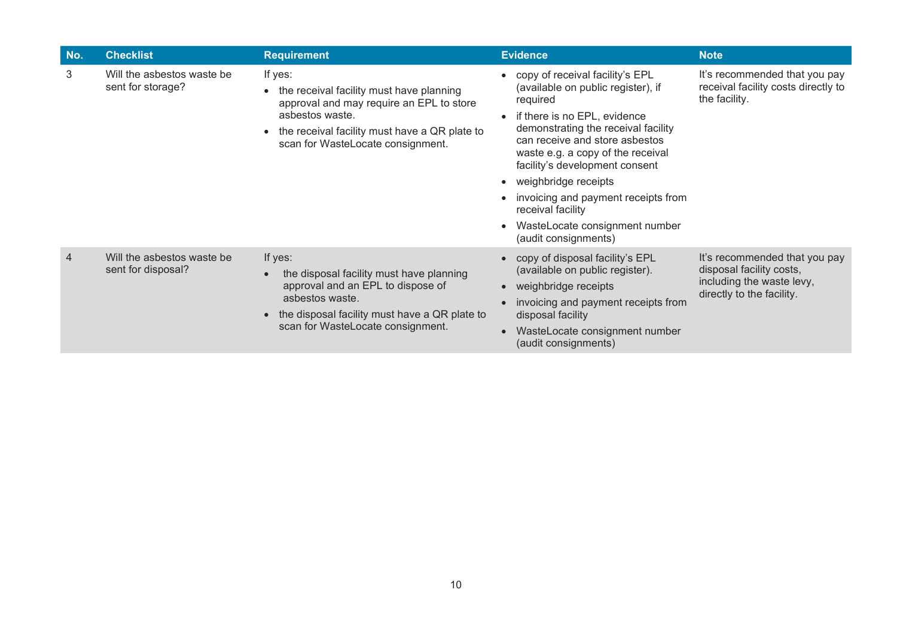| No. | Checklist | Requirement | Evidence | Note |
|---|---|---|---|---|
| 3 | Will the asbestos waste be sent for storage? | If yes:<br>• the receival facility must have planning approval and may require an EPL to store asbestos waste.<br>• the receival facility must have a QR plate to scan for WasteLocate consignment. | • copy of receival facility's EPL (available on public register), if required<br>• if there is no EPL, evidence demonstrating the receival facility can receive and store asbestos waste e.g. a copy of the receival facility's development consent<br>• weighbridge receipts<br>• invoicing and payment receipts from receival facility<br>• WasteLocate consignment number (audit consignments) | It's recommended that you pay receival facility costs directly to the facility. |
| 4 | Will the asbestos waste be sent for disposal? | If yes:<br>• the disposal facility must have planning approval and an EPL to dispose of asbestos waste.<br>• the disposal facility must have a QR plate to scan for WasteLocate consignment. | • copy of disposal facility's EPL (available on public register).<br>• weighbridge receipts<br>• invoicing and payment receipts from disposal facility<br>• WasteLocate consignment number (audit consignments) | It's recommended that you pay disposal facility costs, including the waste levy, directly to the facility. |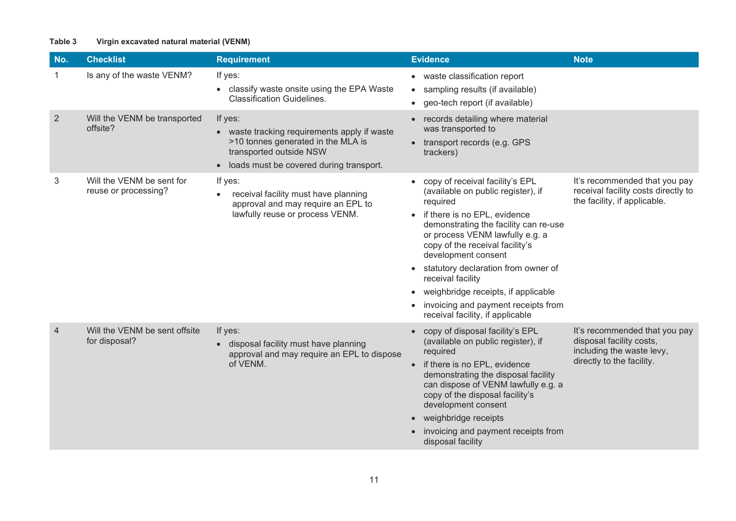**Table 3 Virgin excavated natural material (VENM)**

| No. | Checklist | Requirement | Evidence | Note |
|---|---|---|---|---|
| 1 | Is any of the waste VENM? | If yes:<br>• classify waste onsite using the EPA Waste Classification Guidelines. | • waste classification report<br>• sampling results (if available)<br>• geo-tech report (if available) | |
| 2 | Will the VENM be transported offsite? | If yes:<br>• waste tracking requirements apply if waste >10 tonnes generated in the MLA is transported outside NSW<br>• loads must be covered during transport. | • records detailing where material was transported to<br>• transport records (e.g. GPS trackers) | |
| 3 | Will the VENM be sent for reuse or processing? | If yes:<br>• receival facility must have planning approval and may require an EPL to lawfully reuse or process VENM. | • copy of receival facility's EPL (available on public register), if required<br>• if there is no EPL, evidence demonstrating the facility can re-use or process VENM lawfully e.g. a copy of the receival facility's development consent<br>• statutory declaration from owner of receival facility<br>• weighbridge receipts, if applicable<br>• invoicing and payment receipts from receival facility, if applicable | It's recommended that you pay receival facility costs directly to the facility, if applicable. |
| 4 | Will the VENM be sent offsite for disposal? | If yes:<br>• disposal facility must have planning approval and may require an EPL to dispose of VENM. | • copy of disposal facility's EPL (available on public register), if required<br>• if there is no EPL, evidence demonstrating the disposal facility can dispose of VENM lawfully e.g. a copy of the disposal facility's development consent<br>• weighbridge receipts<br>• invoicing and payment receipts from disposal facility | It's recommended that you pay disposal facility costs, including the waste levy, directly to the facility. |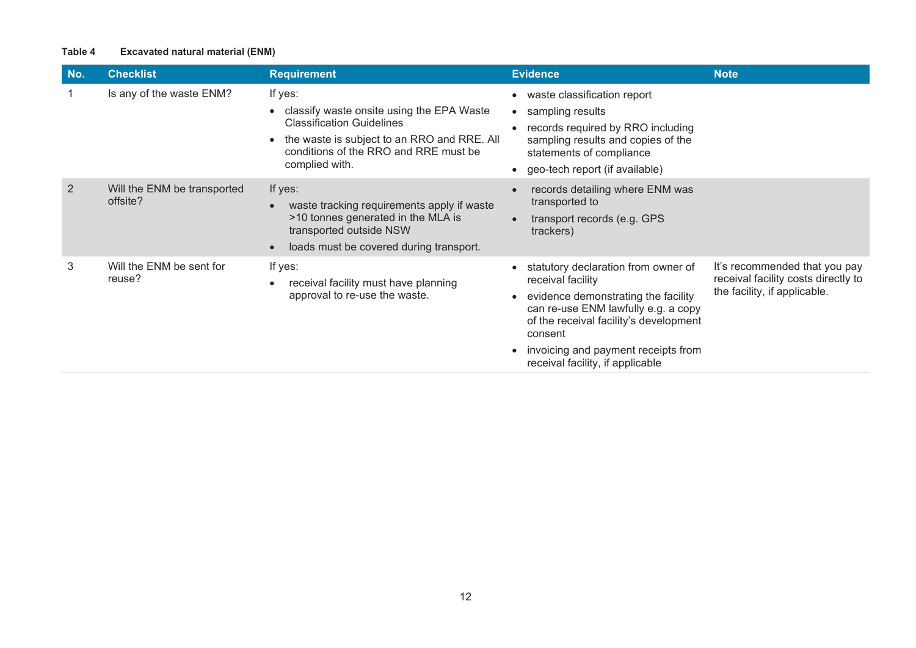**Table 4 Excavated natural material (ENM)**

| No. | Checklist | Requirement | Evidence | Note |
|---|---|---|---|---|
| 1 | Is any of the waste ENM? | If yes:<br>• classify waste onsite using the EPA Waste Classification Guidelines<br>• the waste is subject to an RRO and RRE. All conditions of the RRO and RRE must be complied with. | • waste classification report<br>• sampling results<br>• records required by RRO including sampling results and copies of the statements of compliance<br>• geo-tech report (if available) | |
| 2 | Will the ENM be transported offsite? | If yes:<br>• waste tracking requirements apply if waste >10 tonnes generated in the MLA is transported outside NSW<br>• loads must be covered during transport. | • records detailing where ENM was transported to<br>• transport records (e.g. GPS trackers) | |
| 3 | Will the ENM be sent for reuse? | If yes:<br>• receival facility must have planning approval to re-use the waste. | • statutory declaration from owner of receival facility<br>• evidence demonstrating the facility can re-use ENM lawfully e.g. a copy of the receival facility's development consent<br>• invoicing and payment receipts from receival facility, if applicable | It's recommended that you pay receival facility costs directly to the facility, if applicable. |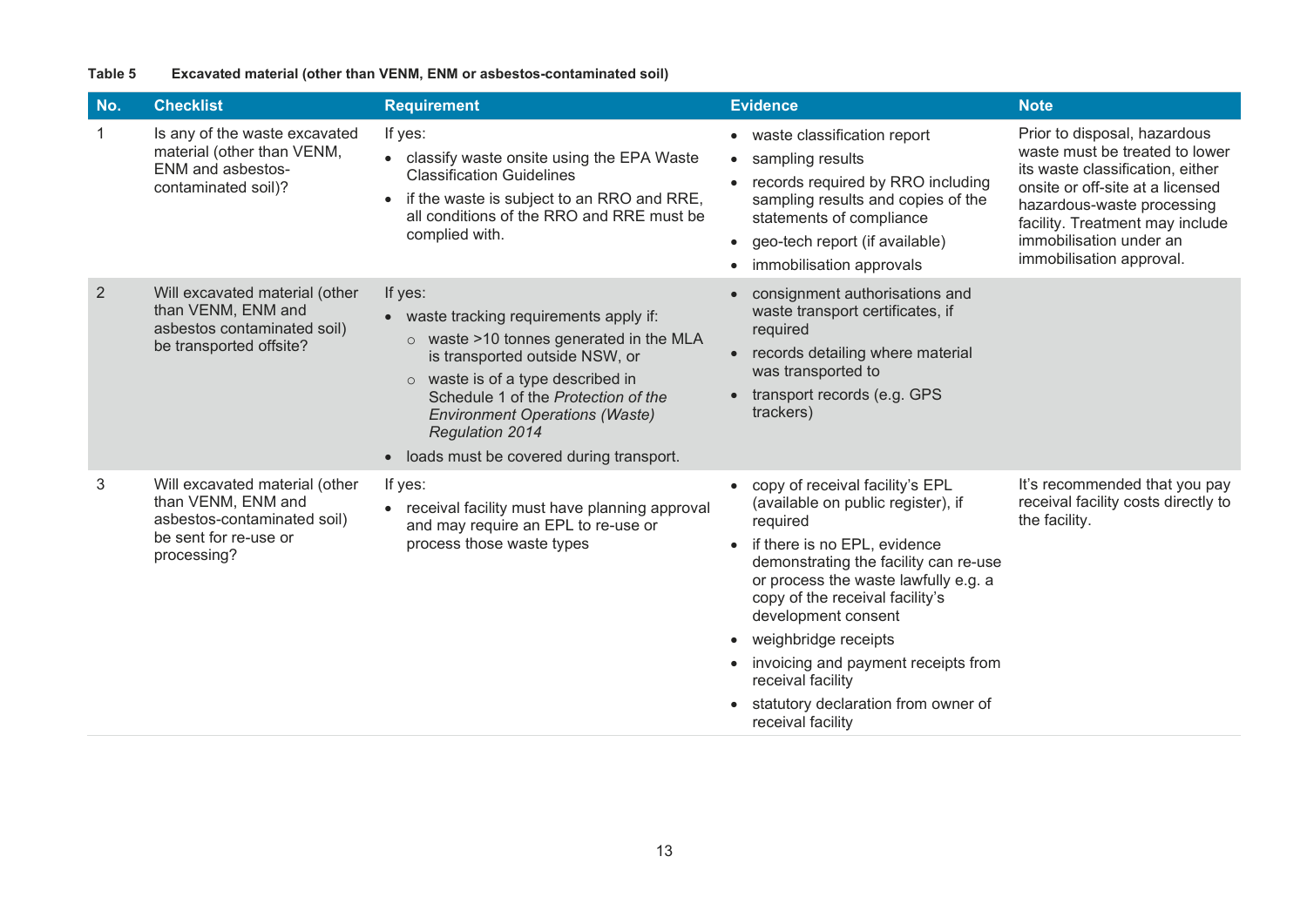**Table 5 Excavated material (other than VENM, ENM or asbestos-contaminated soil)**

| No. | Checklist | Requirement | Evidence | Note |
|---|---|---|---|---|
| 1 | Is any of the waste excavated material (other than VENM, ENM and asbestos-contaminated soil)? | If yes:<br>• classify waste onsite using the EPA Waste Classification Guidelines<br>• if the waste is subject to an RRO and RRE, all conditions of the RRO and RRE must be complied with. | • waste classification report<br>• sampling results<br>• records required by RRO including sampling results and copies of the statements of compliance<br>• geo-tech report (if available)<br>• immobilisation approvals | Prior to disposal, hazardous waste must be treated to lower its waste classification, either onsite or off-site at a licensed hazardous-waste processing facility. Treatment may include immobilisation under an immobilisation approval. |
| 2 | Will excavated material (other than VENM, ENM and asbestos contaminated soil) be transported offsite? | If yes:<br>• waste tracking requirements apply if:<br>○ waste >10 tonnes generated in the MLA is transported outside NSW, or<br>○ waste is of a type described in Schedule 1 of the *Protection of the Environment Operations (Waste) Regulation 2014*<br>• loads must be covered during transport. | • consignment authorisations and waste transport certificates, if required<br>• records detailing where material was transported to<br>• transport records (e.g. GPS trackers) | |
| 3 | Will excavated material (other than VENM, ENM and asbestos-contaminated soil) be sent for re-use or processing? | If yes:<br>• receival facility must have planning approval and may require an EPL to re-use or process those waste types | • copy of receival facility's EPL (available on public register), if required<br>• if there is no EPL, evidence demonstrating the facility can re-use or process the waste lawfully e.g. a copy of the receival facility's development consent<br>• weighbridge receipts<br>• invoicing and payment receipts from receival facility<br>• statutory declaration from owner of receival facility | It's recommended that you pay receival facility costs directly to the facility. |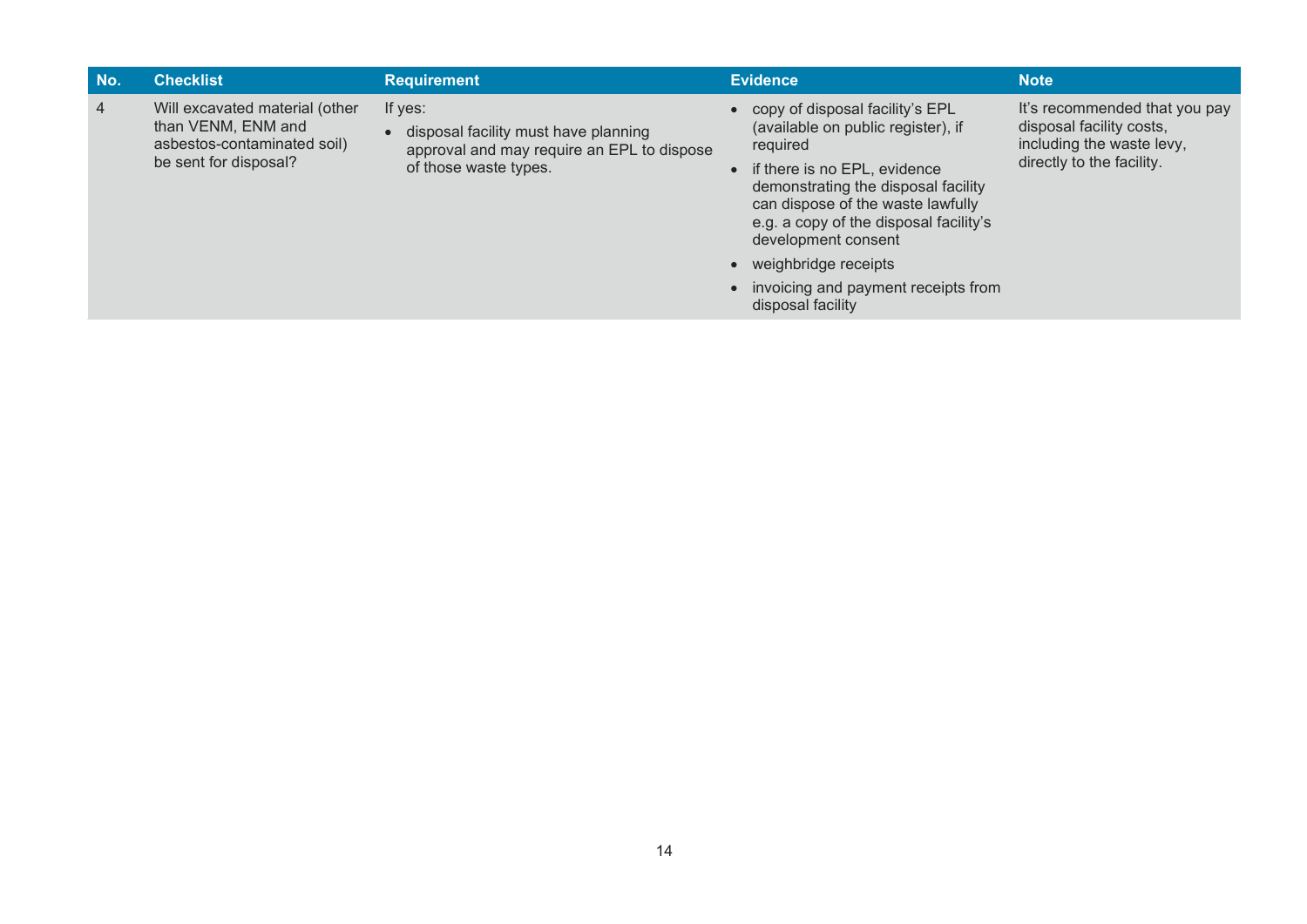| No. | Checklist | Requirement | Evidence | Note |
|---|---|---|---|---|
| 4 | Will excavated material (other than VENM, ENM and asbestos-contaminated soil) be sent for disposal? | If yes:<br>• disposal facility must have planning approval and may require an EPL to dispose of those waste types. | • copy of disposal facility's EPL (available on public register), if required<br>• if there is no EPL, evidence demonstrating the disposal facility can dispose of the waste lawfully e.g. a copy of the disposal facility's development consent<br>• weighbridge receipts<br>• invoicing and payment receipts from disposal facility | It's recommended that you pay disposal facility costs, including the waste levy, directly to the facility. |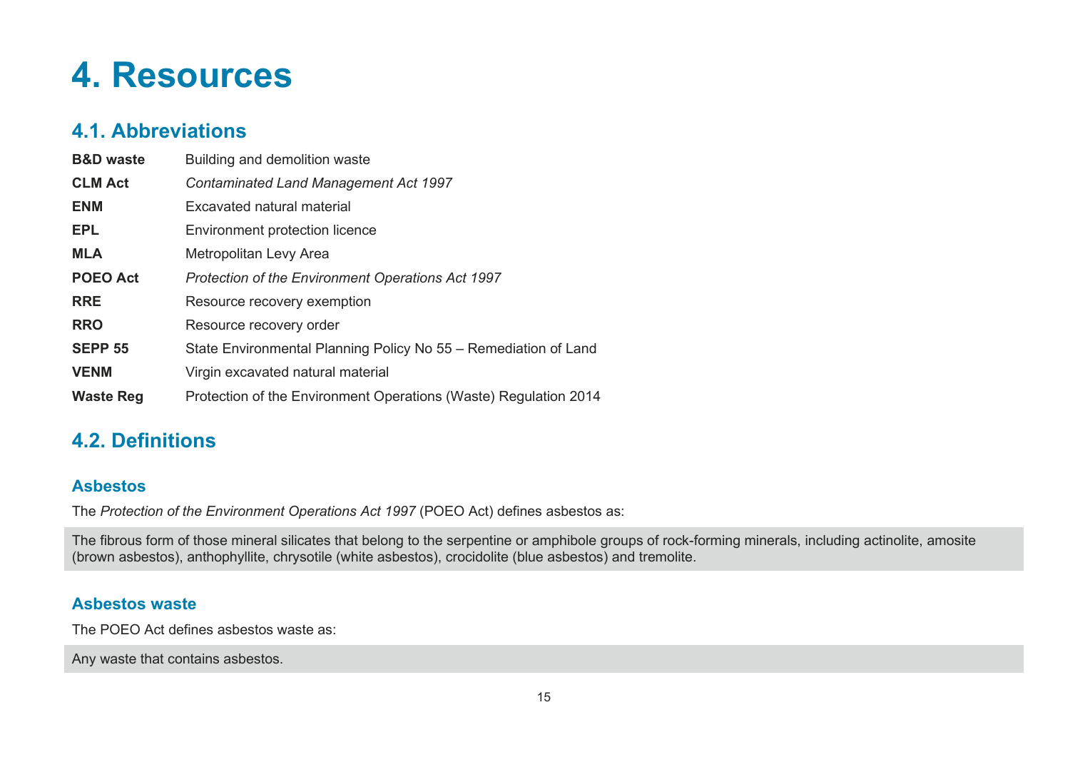# 4. Resources

## 4.1. Abbreviations

| | |
|---|---|
| **B&D waste** | Building and demolition waste |
| **CLM Act** | *Contaminated Land Management Act 1997* |
| **ENM** | Excavated natural material |
| **EPL** | Environment protection licence |
| **MLA** | Metropolitan Levy Area |
| **POEO Act** | *Protection of the Environment Operations Act 1997* |
| **RRE** | Resource recovery exemption |
| **RRO** | Resource recovery order |
| **SEPP 55** | State Environmental Planning Policy No 55 – Remediation of Land |
| **VENM** | Virgin excavated natural material |
| **Waste Reg** | Protection of the Environment Operations (Waste) Regulation 2014 |

## 4.2. Definitions

### Asbestos

The *Protection of the Environment Operations Act 1997* (POEO Act) defines asbestos as:

> The fibrous form of those mineral silicates that belong to the serpentine or amphibole groups of rock-forming minerals, including actinolite, amosite (brown asbestos), anthophyllite, chrysotile (white asbestos), crocidolite (blue asbestos) and tremolite.

### Asbestos waste

The POEO Act defines asbestos waste as:

> Any waste that contains asbestos.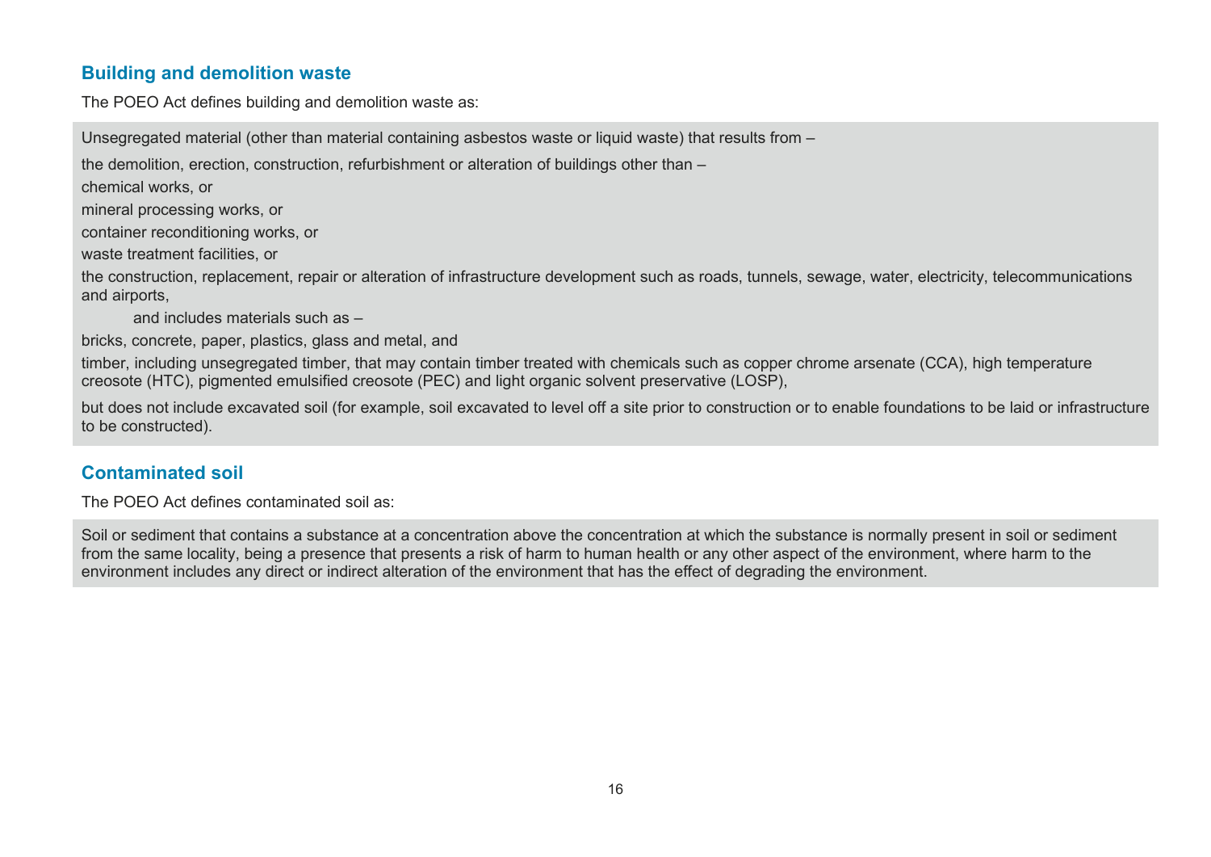## Building and demolition waste

The POEO Act defines building and demolition waste as:

> Unsegregated material (other than material containing asbestos waste or liquid waste) that results from –
>
> the demolition, erection, construction, refurbishment or alteration of buildings other than –
>
> chemical works, or
>
> mineral processing works, or
>
> container reconditioning works, or
>
> waste treatment facilities, or
>
> the construction, replacement, repair or alteration of infrastructure development such as roads, tunnels, sewage, water, electricity, telecommunications and airports,
>
> and includes materials such as –
>
> bricks, concrete, paper, plastics, glass and metal, and
>
> timber, including unsegregated timber, that may contain timber treated with chemicals such as copper chrome arsenate (CCA), high temperature creosote (HTC), pigmented emulsified creosote (PEC) and light organic solvent preservative (LOSP),
>
> but does not include excavated soil (for example, soil excavated to level off a site prior to construction or to enable foundations to be laid or infrastructure to be constructed).

## Contaminated soil

The POEO Act defines contaminated soil as:

> Soil or sediment that contains a substance at a concentration above the concentration at which the substance is normally present in soil or sediment from the same locality, being a presence that presents a risk of harm to human health or any other aspect of the environment, where harm to the environment includes any direct or indirect alteration of the environment that has the effect of degrading the environment.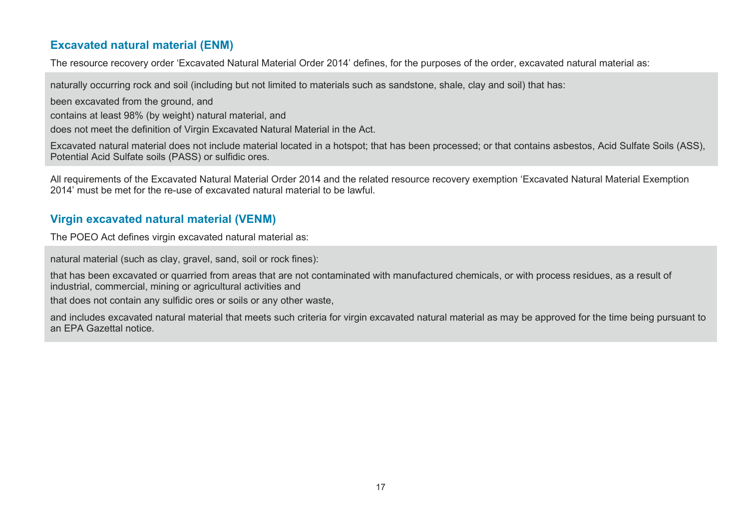## Excavated natural material (ENM)

The resource recovery order 'Excavated Natural Material Order 2014' defines, for the purposes of the order, excavated natural material as:

> naturally occurring rock and soil (including but not limited to materials such as sandstone, shale, clay and soil) that has:
>
> been excavated from the ground, and
>
> contains at least 98% (by weight) natural material, and
>
> does not meet the definition of Virgin Excavated Natural Material in the Act.
>
> Excavated natural material does not include material located in a hotspot; that has been processed; or that contains asbestos, Acid Sulfate Soils (ASS), Potential Acid Sulfate soils (PASS) or sulfidic ores.

All requirements of the Excavated Natural Material Order 2014 and the related resource recovery exemption 'Excavated Natural Material Exemption 2014' must be met for the re-use of excavated natural material to be lawful.

## Virgin excavated natural material (VENM)

The POEO Act defines virgin excavated natural material as:

> natural material (such as clay, gravel, sand, soil or rock fines):
>
> that has been excavated or quarried from areas that are not contaminated with manufactured chemicals, or with process residues, as a result of industrial, commercial, mining or agricultural activities and
>
> that does not contain any sulfidic ores or soils or any other waste,
>
> and includes excavated natural material that meets such criteria for virgin excavated natural material as may be approved for the time being pursuant to an EPA Gazettal notice.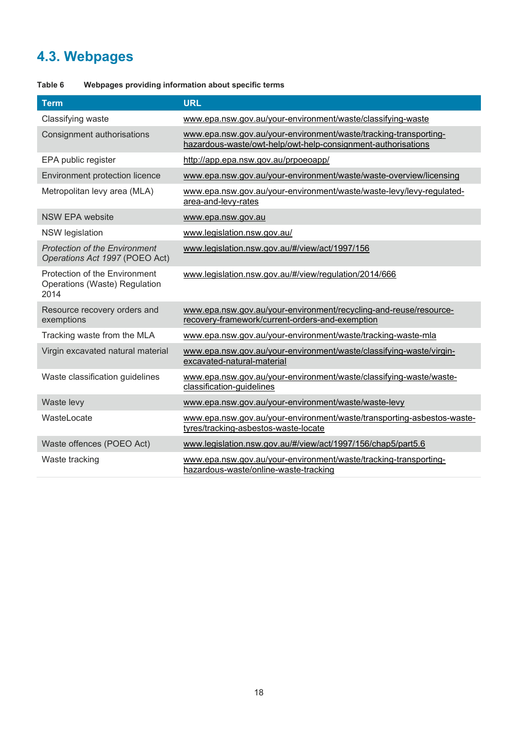## 4.3. Webpages

**Table 6 Webpages providing information about specific terms**

| Term | URL |
| --- | --- |
| Classifying waste | www.epa.nsw.gov.au/your-environment/waste/classifying-waste |
| Consignment authorisations | www.epa.nsw.gov.au/your-environment/waste/tracking-transporting-hazardous-waste/owt-help/owt-help-consignment-authorisations |
| EPA public register | http://app.epa.nsw.gov.au/prpoeoapp/ |
| Environment protection licence | www.epa.nsw.gov.au/your-environment/waste/waste-overview/licensing |
| Metropolitan levy area (MLA) | www.epa.nsw.gov.au/your-environment/waste/waste-levy/levy-regulated-area-and-levy-rates |
| NSW EPA website | www.epa.nsw.gov.au |
| NSW legislation | www.legislation.nsw.gov.au/ |
| *Protection of the Environment Operations Act 1997* (POEO Act) | www.legislation.nsw.gov.au/#/view/act/1997/156 |
| Protection of the Environment Operations (Waste) Regulation 2014 | www.legislation.nsw.gov.au/#/view/regulation/2014/666 |
| Resource recovery orders and exemptions | www.epa.nsw.gov.au/your-environment/recycling-and-reuse/resource-recovery-framework/current-orders-and-exemption |
| Tracking waste from the MLA | www.epa.nsw.gov.au/your-environment/waste/tracking-waste-mla |
| Virgin excavated natural material | www.epa.nsw.gov.au/your-environment/waste/classifying-waste/virgin-excavated-natural-material |
| Waste classification guidelines | www.epa.nsw.gov.au/your-environment/waste/classifying-waste/waste-classification-guidelines |
| Waste levy | www.epa.nsw.gov.au/your-environment/waste/waste-levy |
| WasteLocate | www.epa.nsw.gov.au/your-environment/waste/transporting-asbestos-waste-tyres/tracking-asbestos-waste-locate |
| Waste offences (POEO Act) | www.legislation.nsw.gov.au/#/view/act/1997/156/chap5/part5.6 |
| Waste tracking | www.epa.nsw.gov.au/your-environment/waste/tracking-transporting-hazardous-waste/online-waste-tracking |